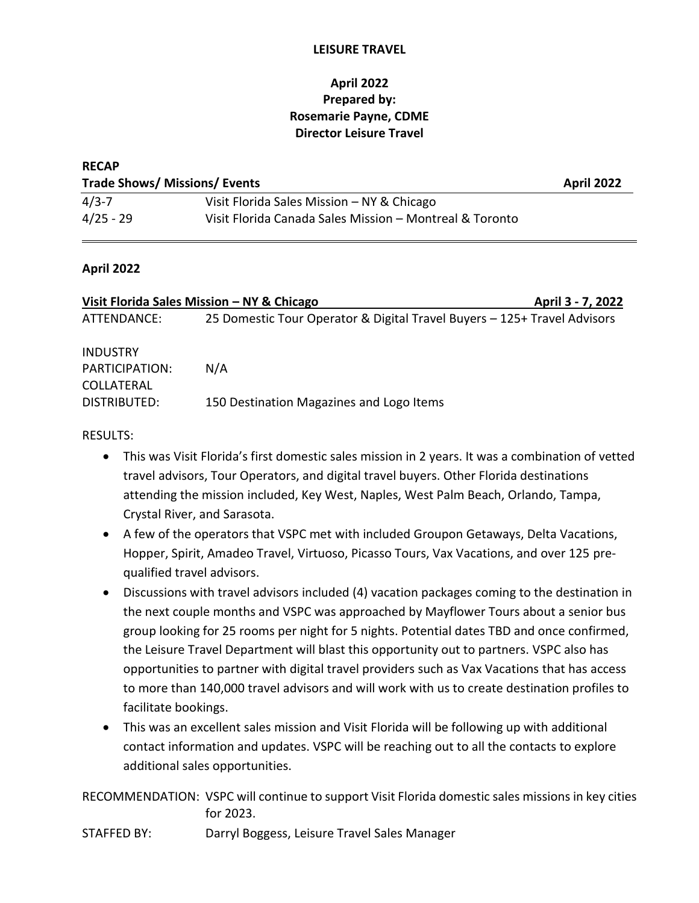# LEISURE TRAVEL

**April 2022**
**Prepared by:**
**Rosemarie Payne, CDME**
**Director Leisure Travel**

**RECAP**

| Trade Shows/ Missions/ Events | April 2022 |
|---|---|
| 4/3-7 | Visit Florida Sales Mission – NY & Chicago |
| 4/25 - 29 | Visit Florida Canada Sales Mission – Montreal & Toronto |

**April 2022**

**Visit Florida Sales Mission – NY & Chicago** — **April 3 - 7, 2022**

ATTENDANCE: 25 Domestic Tour Operator & Digital Travel Buyers – 125+ Travel Advisors

INDUSTRY PARTICIPATION: N/A

COLLATERAL DISTRIBUTED: 150 Destination Magazines and Logo Items

RESULTS:

- This was Visit Florida's first domestic sales mission in 2 years. It was a combination of vetted travel advisors, Tour Operators, and digital travel buyers. Other Florida destinations attending the mission included, Key West, Naples, West Palm Beach, Orlando, Tampa, Crystal River, and Sarasota.
- A few of the operators that VSPC met with included Groupon Getaways, Delta Vacations, Hopper, Spirit, Amadeo Travel, Virtuoso, Picasso Tours, Vax Vacations, and over 125 pre-qualified travel advisors.
- Discussions with travel advisors included (4) vacation packages coming to the destination in the next couple months and VSPC was approached by Mayflower Tours about a senior bus group looking for 25 rooms per night for 5 nights. Potential dates TBD and once confirmed, the Leisure Travel Department will blast this opportunity out to partners. VSPC also has opportunities to partner with digital travel providers such as Vax Vacations that has access to more than 140,000 travel advisors and will work with us to create destination profiles to facilitate bookings.
- This was an excellent sales mission and Visit Florida will be following up with additional contact information and updates. VSPC will be reaching out to all the contacts to explore additional sales opportunities.

RECOMMENDATION: VSPC will continue to support Visit Florida domestic sales missions in key cities for 2023.

STAFFED BY: Darryl Boggess, Leisure Travel Sales Manager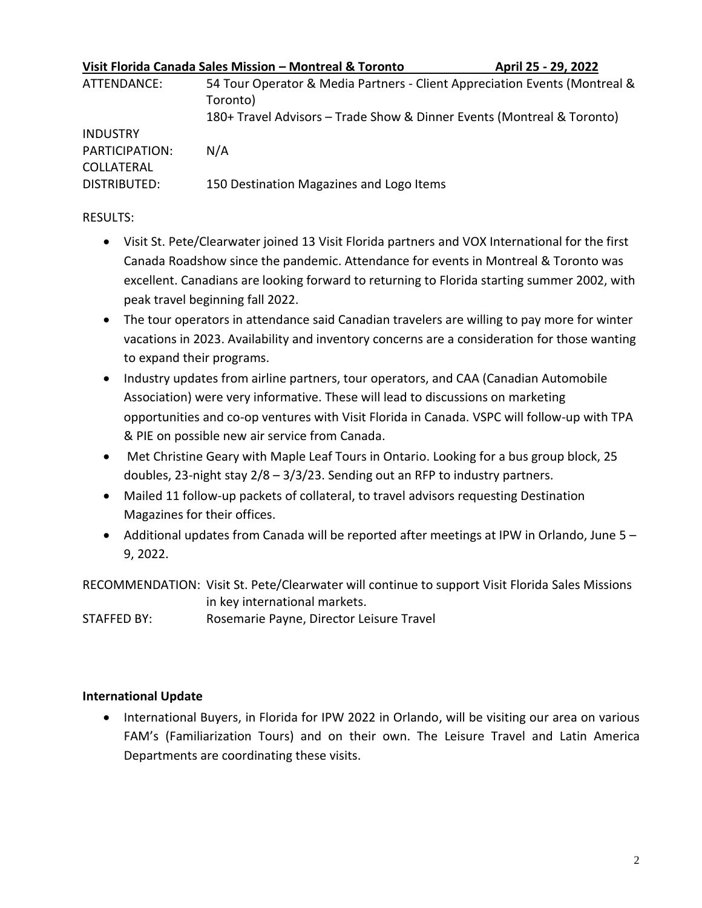**Visit Florida Canada Sales Mission – Montreal & Toronto April 25 - 29, 2022**

ATTENDANCE: 54 Tour Operator & Media Partners - Client Appreciation Events (Montreal & Toronto)
180+ Travel Advisors – Trade Show & Dinner Events (Montreal & Toronto)

INDUSTRY PARTICIPATION: N/A

COLLATERAL DISTRIBUTED: 150 Destination Magazines and Logo Items

RESULTS:

- Visit St. Pete/Clearwater joined 13 Visit Florida partners and VOX International for the first Canada Roadshow since the pandemic. Attendance for events in Montreal & Toronto was excellent. Canadians are looking forward to returning to Florida starting summer 2002, with peak travel beginning fall 2022.
- The tour operators in attendance said Canadian travelers are willing to pay more for winter vacations in 2023. Availability and inventory concerns are a consideration for those wanting to expand their programs.
- Industry updates from airline partners, tour operators, and CAA (Canadian Automobile Association) were very informative. These will lead to discussions on marketing opportunities and co-op ventures with Visit Florida in Canada. VSPC will follow-up with TPA & PIE on possible new air service from Canada.
- Met Christine Geary with Maple Leaf Tours in Ontario. Looking for a bus group block, 25 doubles, 23-night stay 2/8 – 3/3/23. Sending out an RFP to industry partners.
- Mailed 11 follow-up packets of collateral, to travel advisors requesting Destination Magazines for their offices.
- Additional updates from Canada will be reported after meetings at IPW in Orlando, June 5 – 9, 2022.

RECOMMENDATION: Visit St. Pete/Clearwater will continue to support Visit Florida Sales Missions in key international markets.

STAFFED BY: Rosemarie Payne, Director Leisure Travel

**International Update**

- International Buyers, in Florida for IPW 2022 in Orlando, will be visiting our area on various FAM's (Familiarization Tours) and on their own. The Leisure Travel and Latin America Departments are coordinating these visits.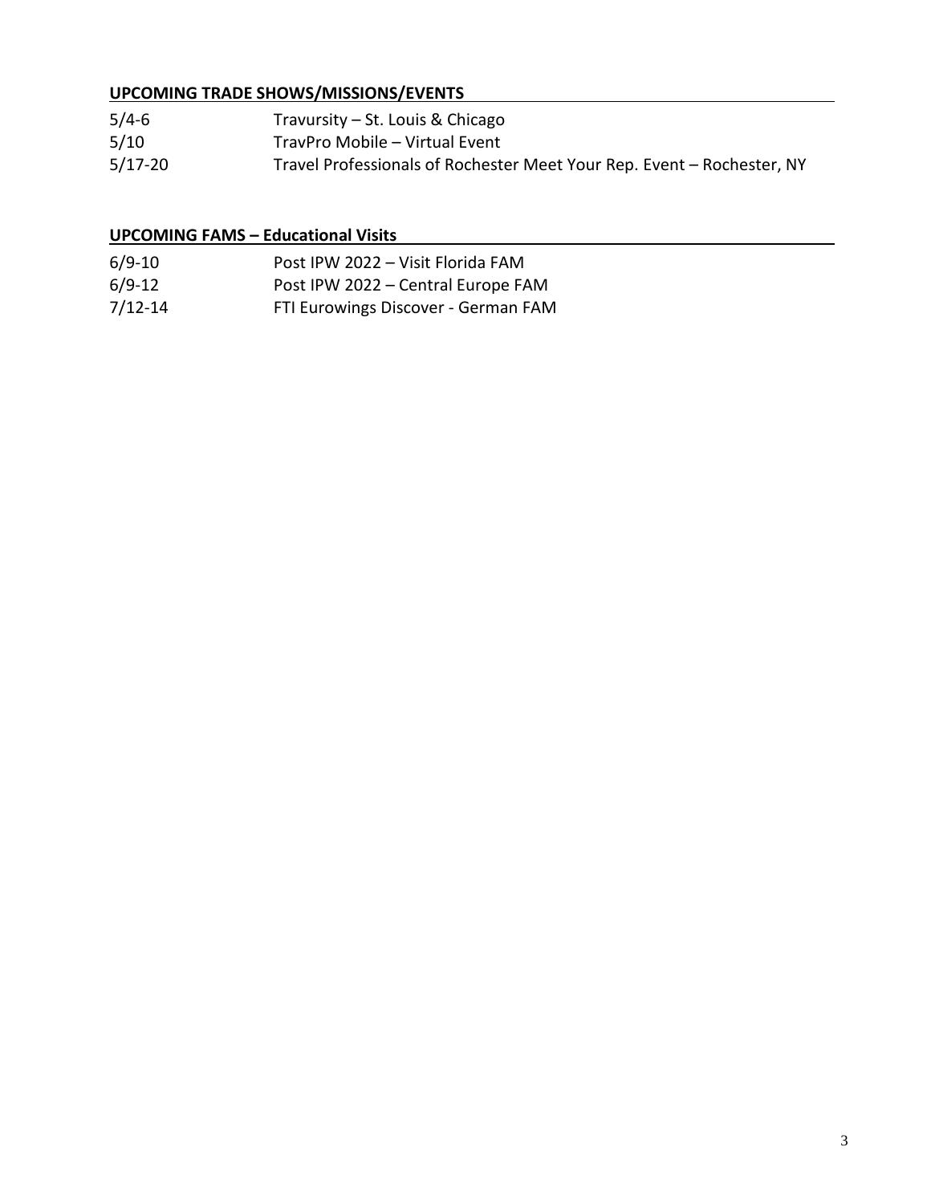## UPCOMING TRADE SHOWS/MISSIONS/EVENTS

| | |
|---|---|
| 5/4-6 | Travursity – St. Louis & Chicago |
| 5/10 | TravPro Mobile – Virtual Event |
| 5/17-20 | Travel Professionals of Rochester Meet Your Rep. Event – Rochester, NY |

## UPCOMING FAMS – Educational Visits

| | |
|---|---|
| 6/9-10 | Post IPW 2022 – Visit Florida FAM |
| 6/9-12 | Post IPW 2022 – Central Europe FAM |
| 7/12-14 | FTI Eurowings Discover - German FAM |